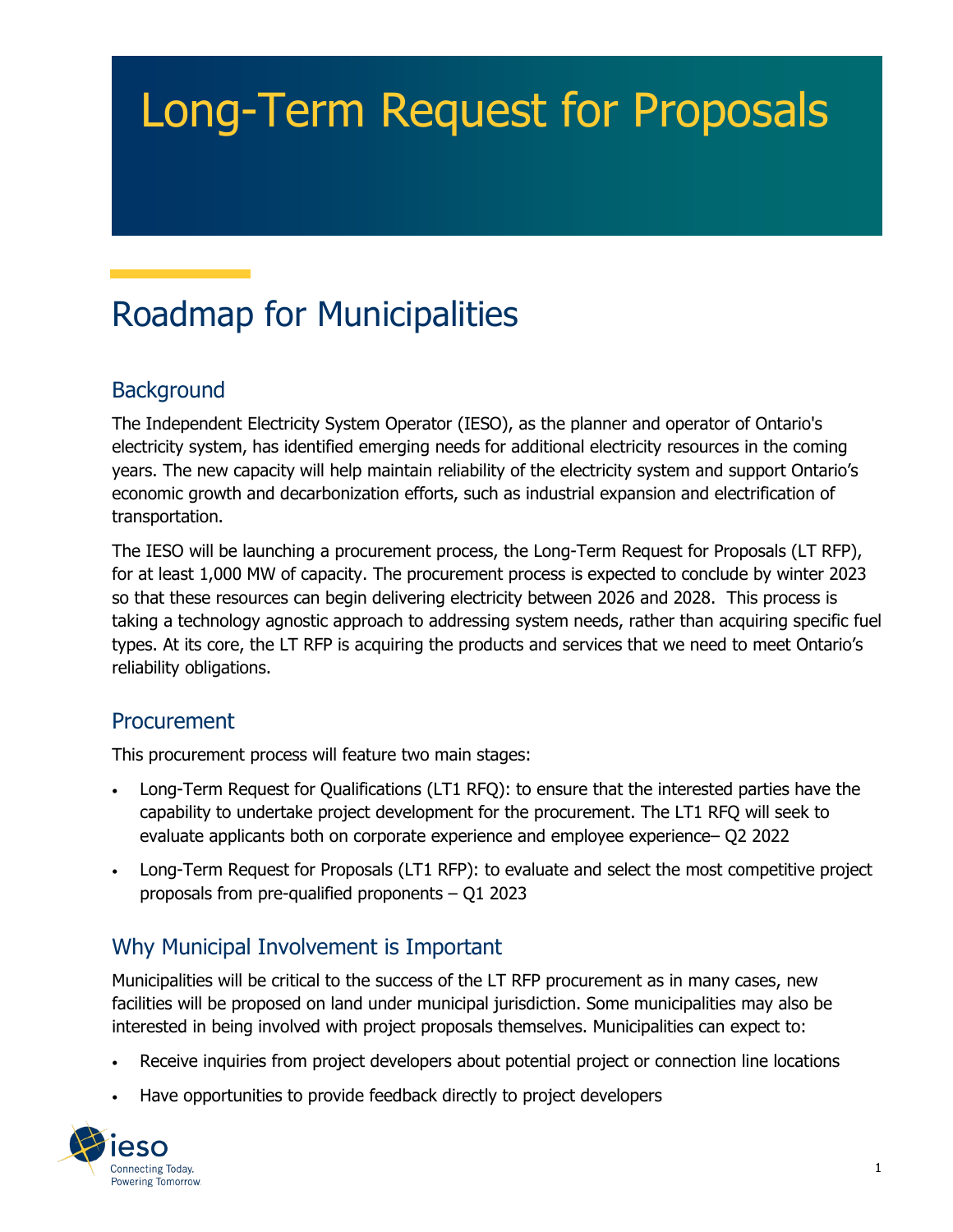# Long-Term Request for Proposals

## Roadmap for Municipalities

### Background

The Independent Electricity System Operator (IESO), as the planner and operator of Ontario's electricity system, has identified emerging needs for additional electricity resources in the coming years. The new capacity will help maintain reliability of the electricity system and support Ontario's economic growth and decarbonization efforts, such as industrial expansion and electrification of transportation.

The IESO will be launching a procurement process, the Long-Term Request for Proposals (LT RFP), for at least 1,000 MW of capacity. The procurement process is expected to conclude by winter 2023 so that these resources can begin delivering electricity between 2026 and 2028. This process is taking a technology agnostic approach to addressing system needs, rather than acquiring specific fuel types. At its core, the LT RFP is acquiring the products and services that we need to meet Ontario's reliability obligations.

### Procurement

This procurement process will feature two main stages:

- Long-Term Request for Qualifications (LT1 RFQ): to ensure that the interested parties have the capability to undertake project development for the procurement. The LT1 RFQ will seek to evaluate applicants both on corporate experience and employee experience– Q2 2022
- Long-Term Request for Proposals (LT1 RFP): to evaluate and select the most competitive project proposals from pre-qualified proponents – Q1 2023

### Why Municipal Involvement is Important

Municipalities will be critical to the success of the LT RFP procurement as in many cases, new facilities will be proposed on land under municipal jurisdiction. Some municipalities may also be interested in being involved with project proposals themselves. Municipalities can expect to:

- Receive inquiries from project developers about potential project or connection line locations
- Have opportunities to provide feedback directly to project developers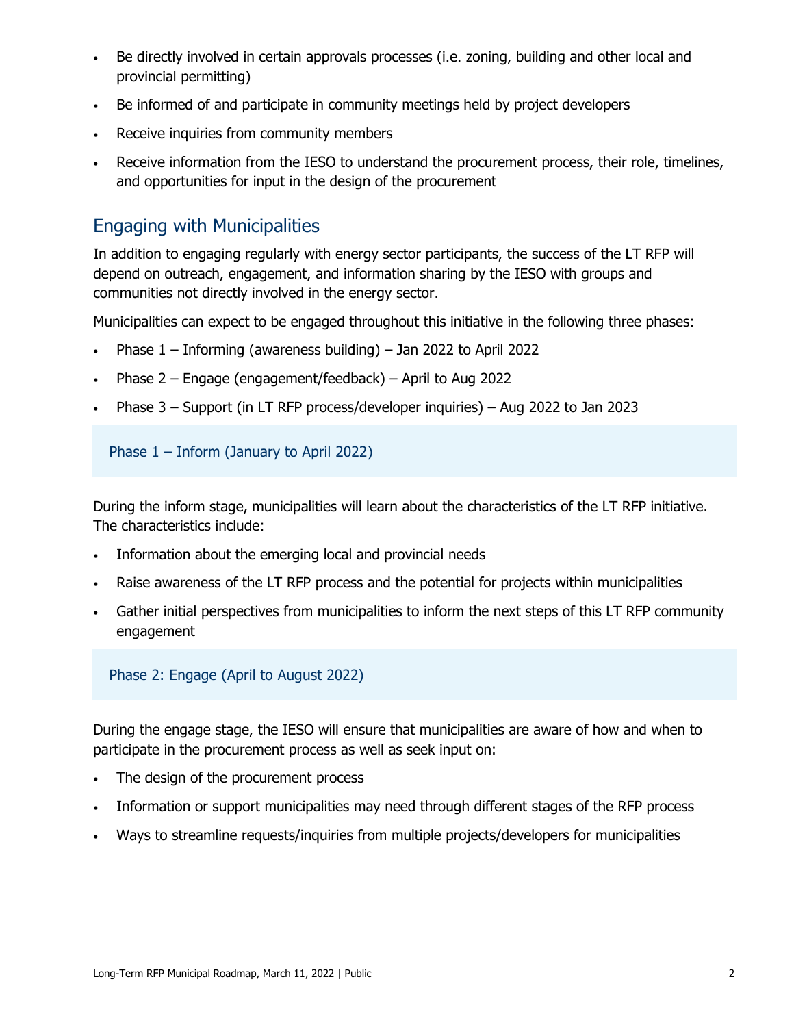- Be directly involved in certain approvals processes (i.e. zoning, building and other local and provincial permitting)
- Be informed of and participate in community meetings held by project developers
- Receive inquiries from community members
- Receive information from the IESO to understand the procurement process, their role, timelines, and opportunities for input in the design of the procurement

## Engaging with Municipalities

In addition to engaging regularly with energy sector participants, the success of the LT RFP will depend on outreach, engagement, and information sharing by the IESO with groups and communities not directly involved in the energy sector.

Municipalities can expect to be engaged throughout this initiative in the following three phases:

- Phase 1 – Informing (awareness building) – Jan 2022 to April 2022
- Phase 2 – Engage (engagement/feedback) – April to Aug 2022
- Phase 3 – Support (in LT RFP process/developer inquiries) – Aug 2022 to Jan 2023

### Phase 1 – Inform (January to April 2022)

During the inform stage, municipalities will learn about the characteristics of the LT RFP initiative. The characteristics include:

- Information about the emerging local and provincial needs
- Raise awareness of the LT RFP process and the potential for projects within municipalities
- Gather initial perspectives from municipalities to inform the next steps of this LT RFP community engagement

### Phase 2: Engage (April to August 2022)

During the engage stage, the IESO will ensure that municipalities are aware of how and when to participate in the procurement process as well as seek input on:

- The design of the procurement process
- Information or support municipalities may need through different stages of the RFP process
- Ways to streamline requests/inquiries from multiple projects/developers for municipalities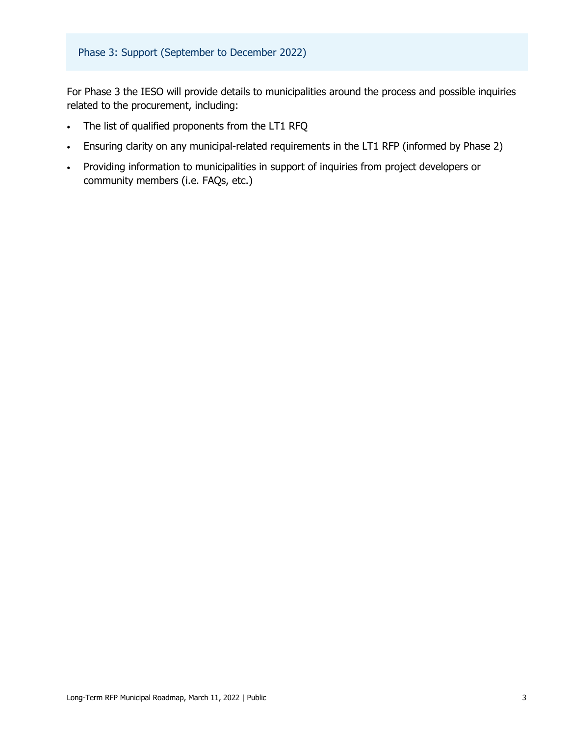## Phase 3: Support (September to December 2022)

For Phase 3 the IESO will provide details to municipalities around the process and possible inquiries related to the procurement, including:

- The list of qualified proponents from the LT1 RFQ
- Ensuring clarity on any municipal-related requirements in the LT1 RFP (informed by Phase 2)
- Providing information to municipalities in support of inquiries from project developers or community members (i.e. FAQs, etc.)